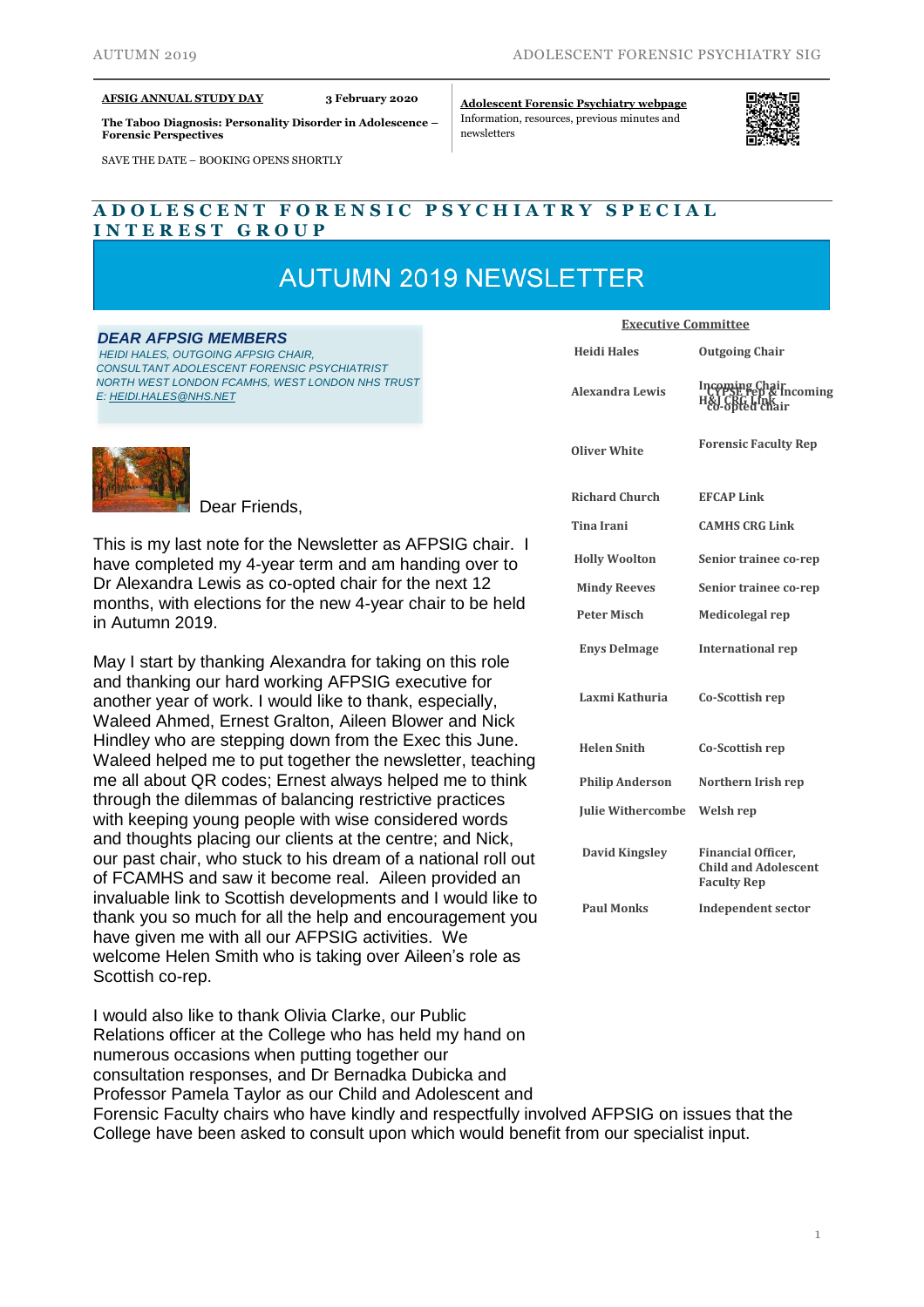**AFSIG ANNUAL STUDY DAY** **3 February 2020**

**The Taboo Diagnosis: Personality Disorder in Adolescence – Forensic Perspectives**

SAVE THE DATE – BOOKING OPENS SHORTLY

**Adolescent Forensic Psychiatry webpage**
Information, resources, previous minutes and newsletters

# ADOLESCENT FORENSIC PSYCHIATRY SPECIAL INTEREST GROUP

# AUTUMN 2019 NEWSLETTER

## DEAR AFPSIG MEMBERS

*HEIDI HALES, OUTGOING AFPSIG CHAIR,*
*CONSULTANT ADOLESCENT FORENSIC PSYCHIATRIST*
*NORTH WEST LONDON FCAMHS, WEST LONDON NHS TRUST*
*E: HEIDI.HALES@NHS.NET*

Dear Friends,

This is my last note for the Newsletter as AFPSIG chair. I have completed my 4-year term and am handing over to Dr Alexandra Lewis as co-opted chair for the next 12 months, with elections for the new 4-year chair to be held in Autumn 2019.

May I start by thanking Alexandra for taking on this role and thanking our hard working AFPSIG executive for another year of work. I would like to thank, especially, Waleed Ahmed, Ernest Gralton, Aileen Blower and Nick Hindley who are stepping down from the Exec this June. Waleed helped me to put together the newsletter, teaching me all about QR codes; Ernest always helped me to think through the dilemmas of balancing restrictive practices with keeping young people with wise considered words and thoughts placing our clients at the centre; and Nick, our past chair, who stuck to his dream of a national roll out of FCAMHS and saw it become real. Aileen provided an invaluable link to Scottish developments and I would like to thank you so much for all the help and encouragement you have given me with all our AFPSIG activities. We welcome Helen Smith who is taking over Aileen's role as Scottish co-rep.

I would also like to thank Olivia Clarke, our Public Relations officer at the College who has held my hand on numerous occasions when putting together our consultation responses, and Dr Bernadka Dubicka and Professor Pamela Taylor as our Child and Adolescent and Forensic Faculty chairs who have kindly and respectfully involved AFPSIG on issues that the College have been asked to consult upon which would benefit from our specialist input.

**Executive Committee**

| | |
|---|---|
| **Heidi Hales** | **Outgoing Chair** |
| **Alexandra Lewis** | **Incoming Chair, CYPSE rep & Incoming H&J CRG Link, co-opted chair** |
| **Oliver White** | **Forensic Faculty Rep** |
| **Richard Church** | **EFCAP Link** |
| **Tina Irani** | **CAMHS CRG Link** |
| **Holly Woolton** | **Senior trainee co-rep** |
| **Mindy Reeves** | **Senior trainee co-rep** |
| **Peter Misch** | **Medicolegal rep** |
| **Enys Delmage** | **International rep** |
| **Laxmi Kathuria** | **Co-Scottish rep** |
| **Helen Smith** | **Co-Scottish rep** |
| **Philip Anderson** | **Northern Irish rep** |
| **Julie Withercombe** | **Welsh rep** |
| **David Kingsley** | **Financial Officer, Child and Adolescent Faculty Rep** |
| **Paul Monks** | **Independent sector** |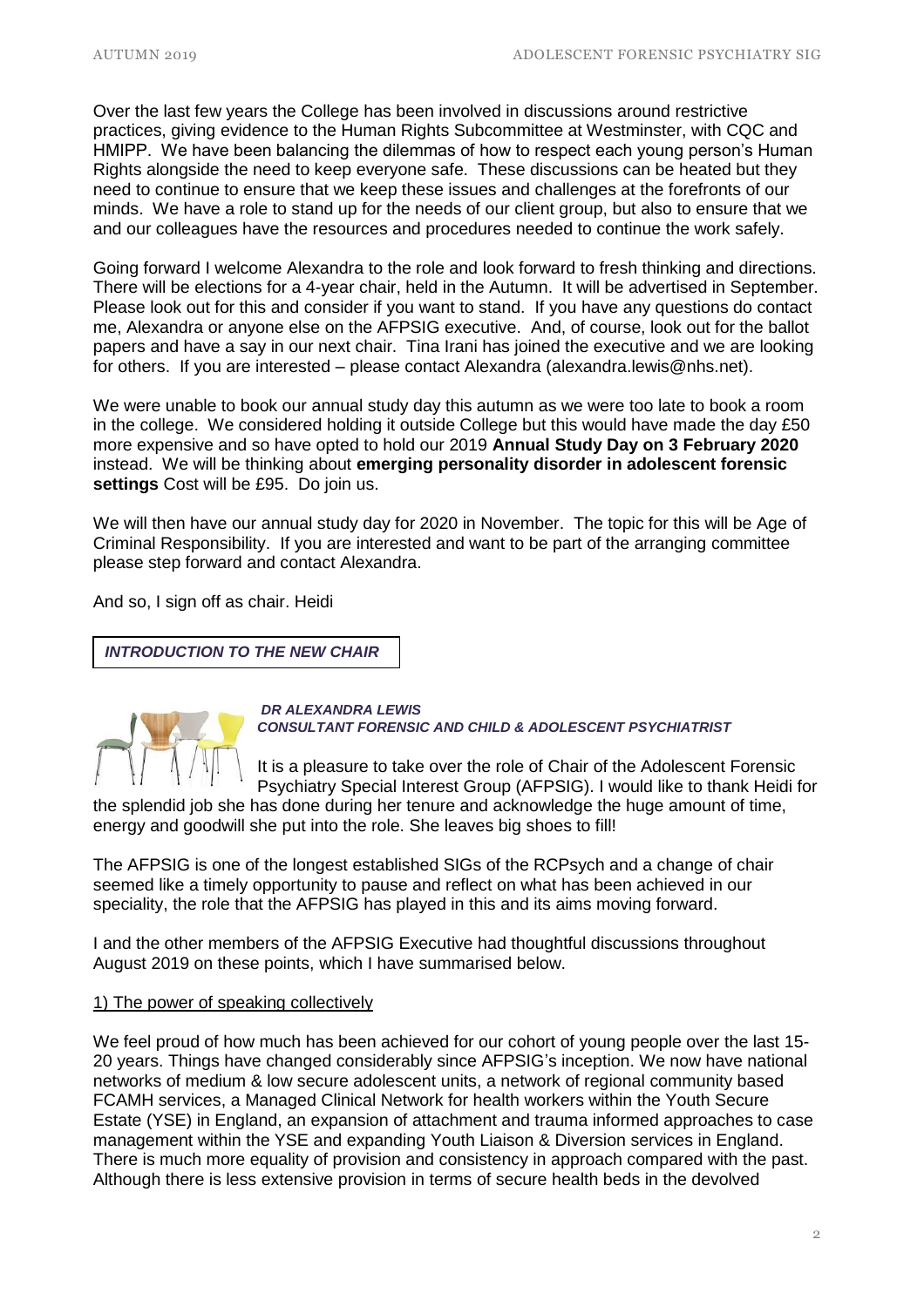Over the last few years the College has been involved in discussions around restrictive practices, giving evidence to the Human Rights Subcommittee at Westminster, with CQC and HMIPP. We have been balancing the dilemmas of how to respect each young person's Human Rights alongside the need to keep everyone safe. These discussions can be heated but they need to continue to ensure that we keep these issues and challenges at the forefronts of our minds. We have a role to stand up for the needs of our client group, but also to ensure that we and our colleagues have the resources and procedures needed to continue the work safely.

Going forward I welcome Alexandra to the role and look forward to fresh thinking and directions. There will be elections for a 4-year chair, held in the Autumn. It will be advertised in September. Please look out for this and consider if you want to stand. If you have any questions do contact me, Alexandra or anyone else on the AFPSIG executive. And, of course, look out for the ballot papers and have a say in our next chair. Tina Irani has joined the executive and we are looking for others. If you are interested – please contact Alexandra (alexandra.lewis@nhs.net).

We were unable to book our annual study day this autumn as we were too late to book a room in the college. We considered holding it outside College but this would have made the day £50 more expensive and so have opted to hold our 2019 **Annual Study Day on 3 February 2020** instead. We will be thinking about **emerging personality disorder in adolescent forensic settings** Cost will be £95. Do join us.

We will then have our annual study day for 2020 in November. The topic for this will be Age of Criminal Responsibility. If you are interested and want to be part of the arranging committee please step forward and contact Alexandra.

And so, I sign off as chair. Heidi

## *INTRODUCTION TO THE NEW CHAIR*

***DR ALEXANDRA LEWIS***
***CONSULTANT FORENSIC AND CHILD & ADOLESCENT PSYCHIATRIST***

It is a pleasure to take over the role of Chair of the Adolescent Forensic Psychiatry Special Interest Group (AFPSIG). I would like to thank Heidi for the splendid job she has done during her tenure and acknowledge the huge amount of time, energy and goodwill she put into the role. She leaves big shoes to fill!

The AFPSIG is one of the longest established SIGs of the RCPsych and a change of chair seemed like a timely opportunity to pause and reflect on what has been achieved in our speciality, the role that the AFPSIG has played in this and its aims moving forward.

I and the other members of the AFPSIG Executive had thoughtful discussions throughout August 2019 on these points, which I have summarised below.

### 1) The power of speaking collectively

We feel proud of how much has been achieved for our cohort of young people over the last 15-20 years. Things have changed considerably since AFPSIG's inception. We now have national networks of medium & low secure adolescent units, a network of regional community based FCAMH services, a Managed Clinical Network for health workers within the Youth Secure Estate (YSE) in England, an expansion of attachment and trauma informed approaches to case management within the YSE and expanding Youth Liaison & Diversion services in England. There is much more equality of provision and consistency in approach compared with the past. Although there is less extensive provision in terms of secure health beds in the devolved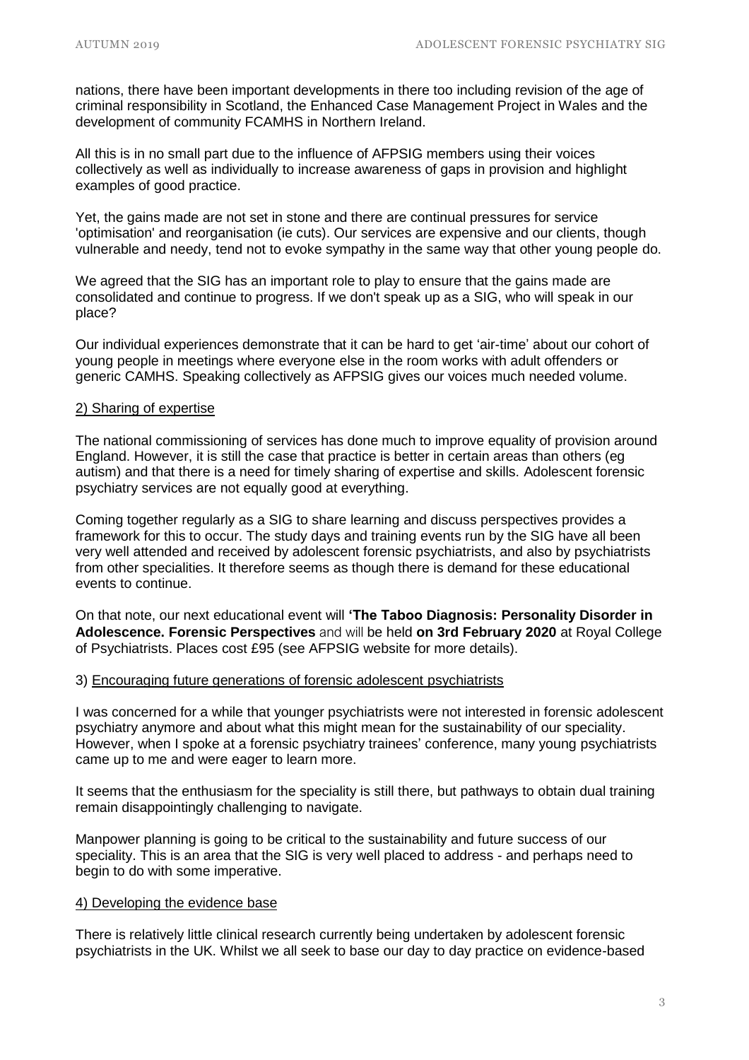nations, there have been important developments in there too including revision of the age of criminal responsibility in Scotland, the Enhanced Case Management Project in Wales and the development of community FCAMHS in Northern Ireland.

All this is in no small part due to the influence of AFPSIG members using their voices collectively as well as individually to increase awareness of gaps in provision and highlight examples of good practice.

Yet, the gains made are not set in stone and there are continual pressures for service 'optimisation' and reorganisation (ie cuts). Our services are expensive and our clients, though vulnerable and needy, tend not to evoke sympathy in the same way that other young people do.

We agreed that the SIG has an important role to play to ensure that the gains made are consolidated and continue to progress. If we don't speak up as a SIG, who will speak in our place?

Our individual experiences demonstrate that it can be hard to get 'air-time' about our cohort of young people in meetings where everyone else in the room works with adult offenders or generic CAMHS. Speaking collectively as AFPSIG gives our voices much needed volume.

2) Sharing of expertise

The national commissioning of services has done much to improve equality of provision around England. However, it is still the case that practice is better in certain areas than others (eg autism) and that there is a need for timely sharing of expertise and skills. Adolescent forensic psychiatry services are not equally good at everything.

Coming together regularly as a SIG to share learning and discuss perspectives provides a framework for this to occur. The study days and training events run by the SIG have all been very well attended and received by adolescent forensic psychiatrists, and also by psychiatrists from other specialities. It therefore seems as though there is demand for these educational events to continue.

On that note, our next educational event will **'The Taboo Diagnosis: Personality Disorder in Adolescence. Forensic Perspectives** and will be held **on 3rd February 2020** at Royal College of Psychiatrists. Places cost £95 (see AFPSIG website for more details).

3) Encouraging future generations of forensic adolescent psychiatrists

I was concerned for a while that younger psychiatrists were not interested in forensic adolescent psychiatry anymore and about what this might mean for the sustainability of our speciality. However, when I spoke at a forensic psychiatry trainees' conference, many young psychiatrists came up to me and were eager to learn more.

It seems that the enthusiasm for the speciality is still there, but pathways to obtain dual training remain disappointingly challenging to navigate.

Manpower planning is going to be critical to the sustainability and future success of our speciality. This is an area that the SIG is very well placed to address - and perhaps need to begin to do with some imperative.

4) Developing the evidence base

There is relatively little clinical research currently being undertaken by adolescent forensic psychiatrists in the UK. Whilst we all seek to base our day to day practice on evidence-based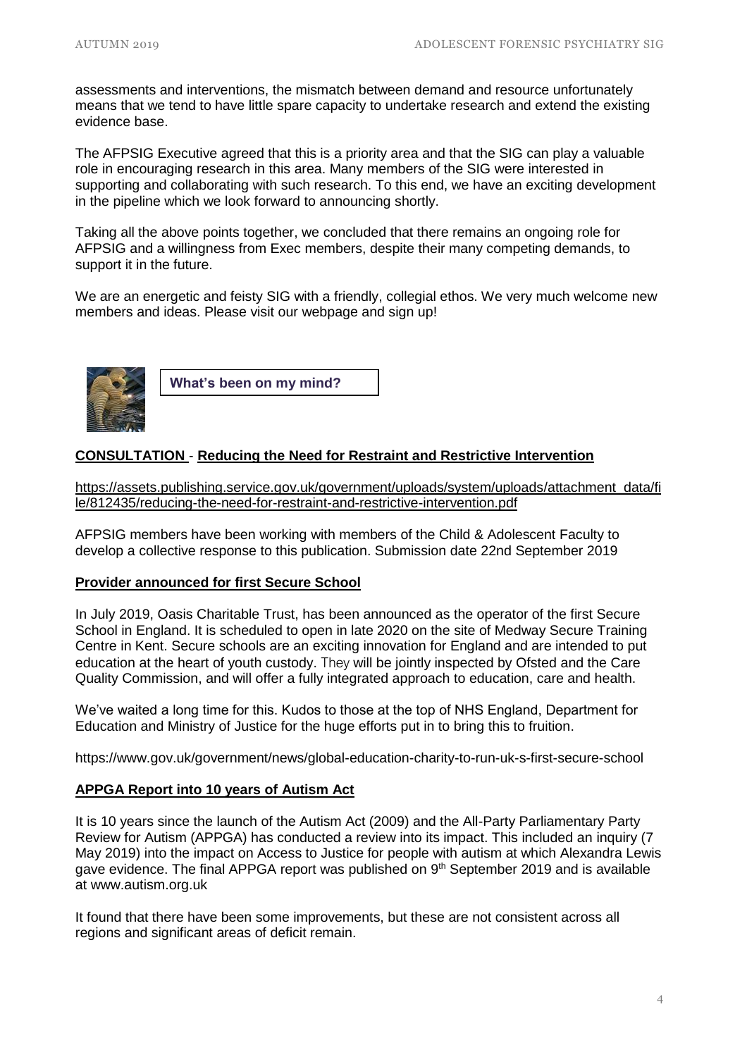assessments and interventions, the mismatch between demand and resource unfortunately means that we tend to have little spare capacity to undertake research and extend the existing evidence base.

The AFPSIG Executive agreed that this is a priority area and that the SIG can play a valuable role in encouraging research in this area. Many members of the SIG were interested in supporting and collaborating with such research. To this end, we have an exciting development in the pipeline which we look forward to announcing shortly.

Taking all the above points together, we concluded that there remains an ongoing role for AFPSIG and a willingness from Exec members, despite their many competing demands, to support it in the future.

We are an energetic and feisty SIG with a friendly, collegial ethos. We very much welcome new members and ideas. Please visit our webpage and sign up!

**What's been on my mind?**

**CONSULTATION - Reducing the Need for Restraint and Restrictive Intervention**

https://assets.publishing.service.gov.uk/government/uploads/system/uploads/attachment_data/file/812435/reducing-the-need-for-restraint-and-restrictive-intervention.pdf

AFPSIG members have been working with members of the Child & Adolescent Faculty to develop a collective response to this publication. Submission date 22nd September 2019

**Provider announced for first Secure School**

In July 2019, Oasis Charitable Trust, has been announced as the operator of the first Secure School in England. It is scheduled to open in late 2020 on the site of Medway Secure Training Centre in Kent. Secure schools are an exciting innovation for England and are intended to put education at the heart of youth custody. They will be jointly inspected by Ofsted and the Care Quality Commission, and will offer a fully integrated approach to education, care and health.

We've waited a long time for this. Kudos to those at the top of NHS England, Department for Education and Ministry of Justice for the huge efforts put in to bring this to fruition.

https://www.gov.uk/government/news/global-education-charity-to-run-uk-s-first-secure-school

**APPGA Report into 10 years of Autism Act**

It is 10 years since the launch of the Autism Act (2009) and the All-Party Parliamentary Party Review for Autism (APPGA) has conducted a review into its impact. This included an inquiry (7 May 2019) into the impact on Access to Justice for people with autism at which Alexandra Lewis gave evidence. The final APPGA report was published on 9th September 2019 and is available at www.autism.org.uk

It found that there have been some improvements, but these are not consistent across all regions and significant areas of deficit remain.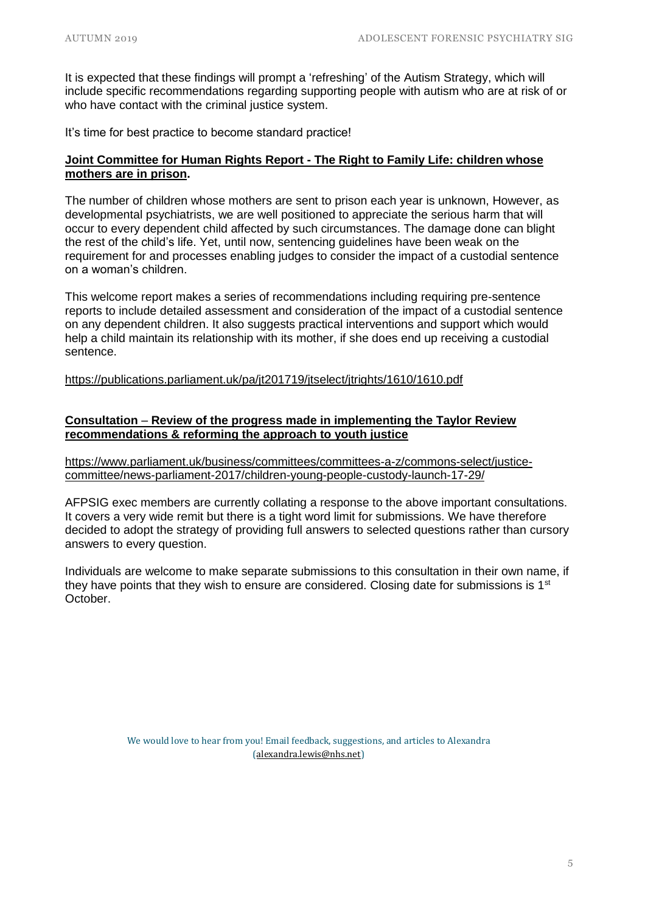It is expected that these findings will prompt a 'refreshing' of the Autism Strategy, which will include specific recommendations regarding supporting people with autism who are at risk of or who have contact with the criminal justice system.

It's time for best practice to become standard practice!

### **Joint Committee for Human Rights Report - The Right to Family Life: children whose mothers are in prison.**

The number of children whose mothers are sent to prison each year is unknown, However, as developmental psychiatrists, we are well positioned to appreciate the serious harm that will occur to every dependent child affected by such circumstances. The damage done can blight the rest of the child's life. Yet, until now, sentencing guidelines have been weak on the requirement for and processes enabling judges to consider the impact of a custodial sentence on a woman's children.

This welcome report makes a series of recommendations including requiring pre-sentence reports to include detailed assessment and consideration of the impact of a custodial sentence on any dependent children. It also suggests practical interventions and support which would help a child maintain its relationship with its mother, if she does end up receiving a custodial sentence.

https://publications.parliament.uk/pa/jt201719/jtselect/jtrights/1610/1610.pdf

### **Consultation – Review of the progress made in implementing the Taylor Review recommendations & reforming the approach to youth justice**

https://www.parliament.uk/business/committees/committees-a-z/commons-select/justice-committee/news-parliament-2017/children-young-people-custody-launch-17-29/

AFPSIG exec members are currently collating a response to the above important consultations. It covers a very wide remit but there is a tight word limit for submissions. We have therefore decided to adopt the strategy of providing full answers to selected questions rather than cursory answers to every question.

Individuals are welcome to make separate submissions to this consultation in their own name, if they have points that they wish to ensure are considered. Closing date for submissions is 1st October.

We would love to hear from you! Email feedback, suggestions, and articles to Alexandra (alexandra.lewis@nhs.net)